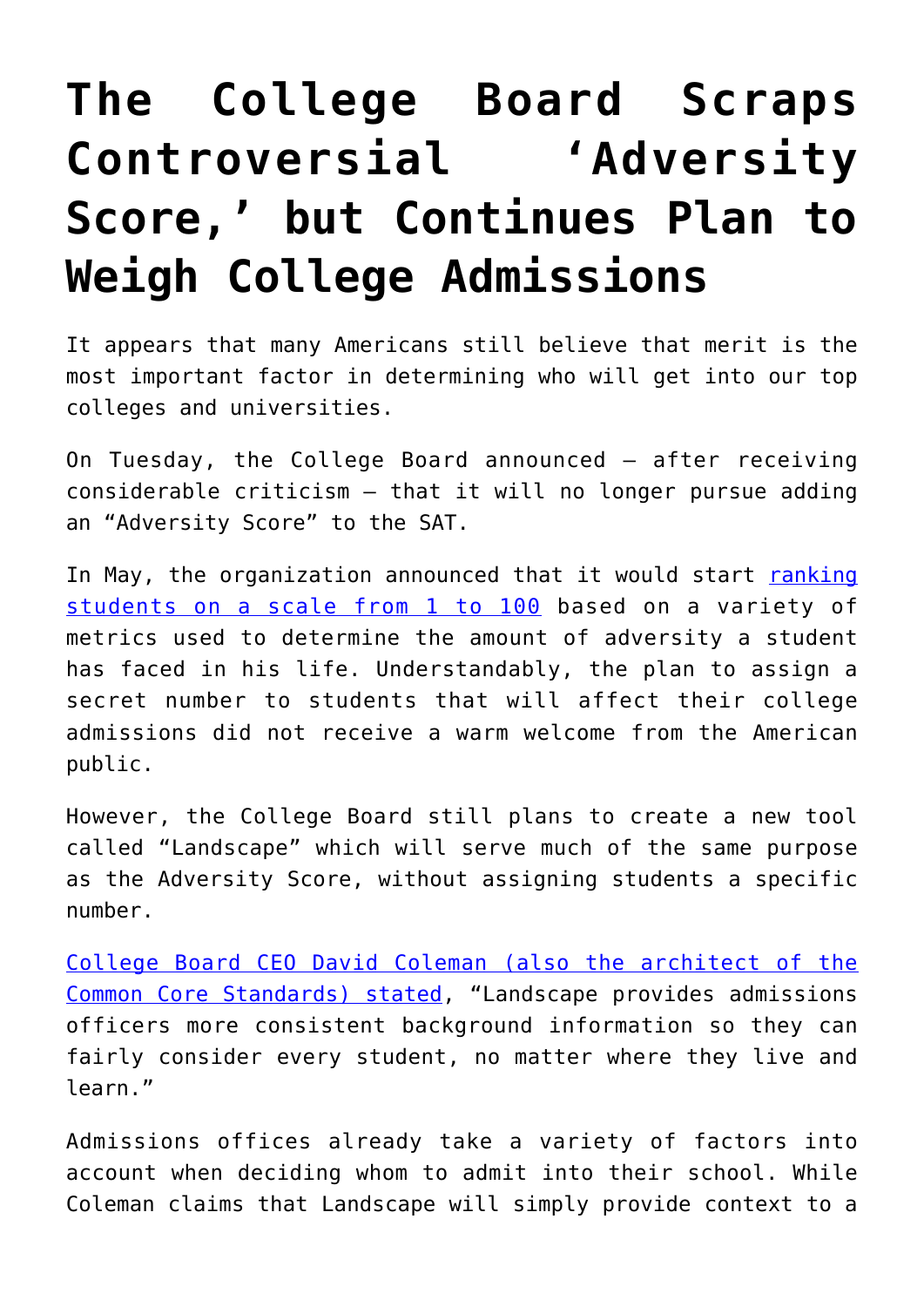# The College Board Scraps Controversial 'Adversity Score,' but Continues Plan to Weigh College Admissions

It appears that many Americans still believe that merit is the most important factor in determining who will get into our top colleges and universities.

On Tuesday, the College Board announced – after receiving considerable criticism – that it will no longer pursue adding an "Adversity Score" to the SAT.

In May, the organization announced that it would start ranking students on a scale from 1 to 100 based on a variety of metrics used to determine the amount of adversity a student has faced in his life. Understandably, the plan to assign a secret number to students that will affect their college admissions did not receive a warm welcome from the American public.

However, the College Board still plans to create a new tool called "Landscape" which will serve much of the same purpose as the Adversity Score, without assigning students a specific number.

College Board CEO David Coleman (also the architect of the Common Core Standards) stated, "Landscape provides admissions officers more consistent background information so they can fairly consider every student, no matter where they live and learn."

Admissions offices already take a variety of factors into account when deciding whom to admit into their school. While Coleman claims that Landscape will simply provide context to a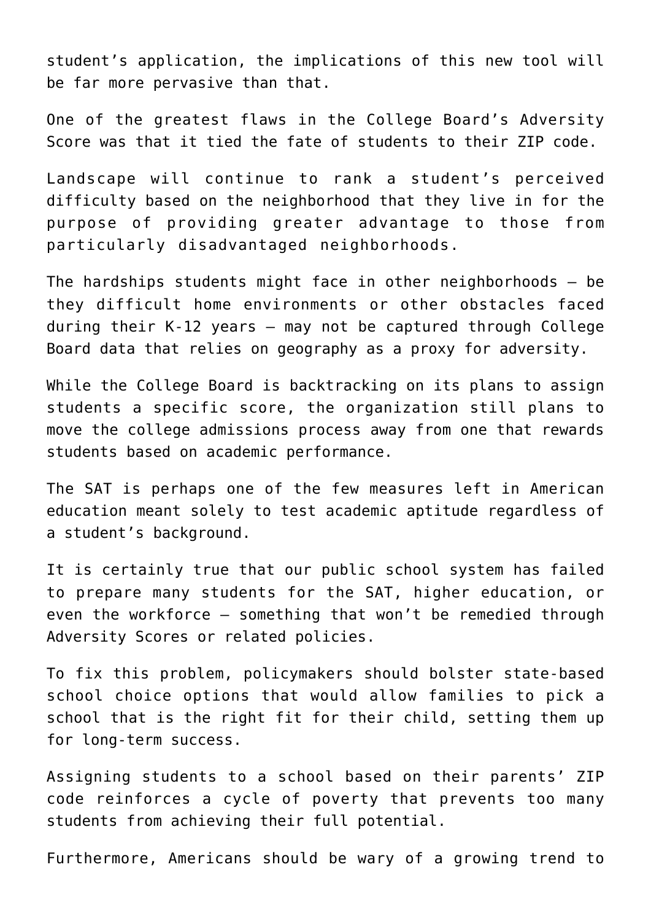student's application, the implications of this new tool will be far more pervasive than that.

One of the greatest flaws in the College Board's Adversity Score was that it tied the fate of students to their ZIP code.

Landscape will continue to rank a student's perceived difficulty based on the neighborhood that they live in for the purpose of providing greater advantage to those from particularly disadvantaged neighborhoods.

The hardships students might face in other neighborhoods — be they difficult home environments or other obstacles faced during their K-12 years — may not be captured through College Board data that relies on geography as a proxy for adversity.

While the College Board is backtracking on its plans to assign students a specific score, the organization still plans to move the college admissions process away from one that rewards students based on academic performance.

The SAT is perhaps one of the few measures left in American education meant solely to test academic aptitude regardless of a student's background.

It is certainly true that our public school system has failed to prepare many students for the SAT, higher education, or even the workforce — something that won't be remedied through Adversity Scores or related policies.

To fix this problem, policymakers should bolster state-based school choice options that would allow families to pick a school that is the right fit for their child, setting them up for long-term success.

Assigning students to a school based on their parents' ZIP code reinforces a cycle of poverty that prevents too many students from achieving their full potential.

Furthermore, Americans should be wary of a growing trend to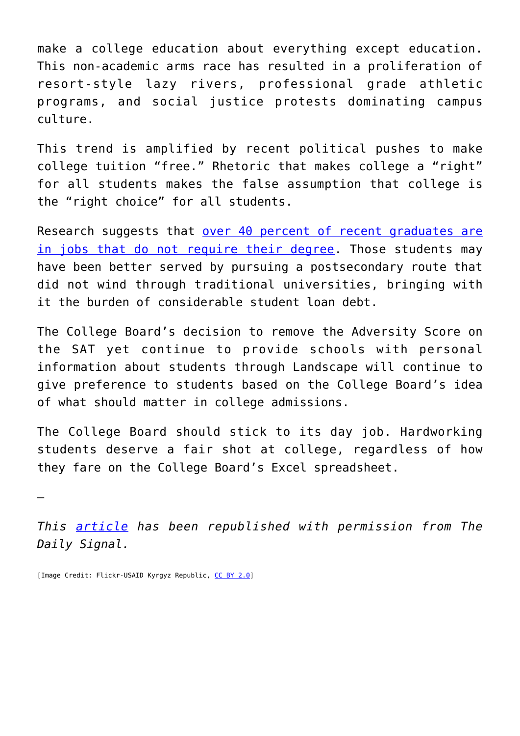make a college education about everything except education. This non-academic arms race has resulted in a proliferation of resort-style lazy rivers, professional grade athletic programs, and social justice protests dominating campus culture.

This trend is amplified by recent political pushes to make college tuition "free." Rhetoric that makes college a "right" for all students makes the false assumption that college is the "right choice" for all students.

Research suggests that over 40 percent of recent graduates are in jobs that do not require their degree. Those students may have been better served by pursuing a postsecondary route that did not wind through traditional universities, bringing with it the burden of considerable student loan debt.

The College Board's decision to remove the Adversity Score on the SAT yet continue to provide schools with personal information about students through Landscape will continue to give preference to students based on the College Board's idea of what should matter in college admissions.

The College Board should stick to its day job. Hardworking students deserve a fair shot at college, regardless of how they fare on the College Board's Excel spreadsheet.

—

*This article has been republished with permission from The Daily Signal.*

[Image Credit: Flickr-USAID Kyrgyz Republic, CC BY 2.0]